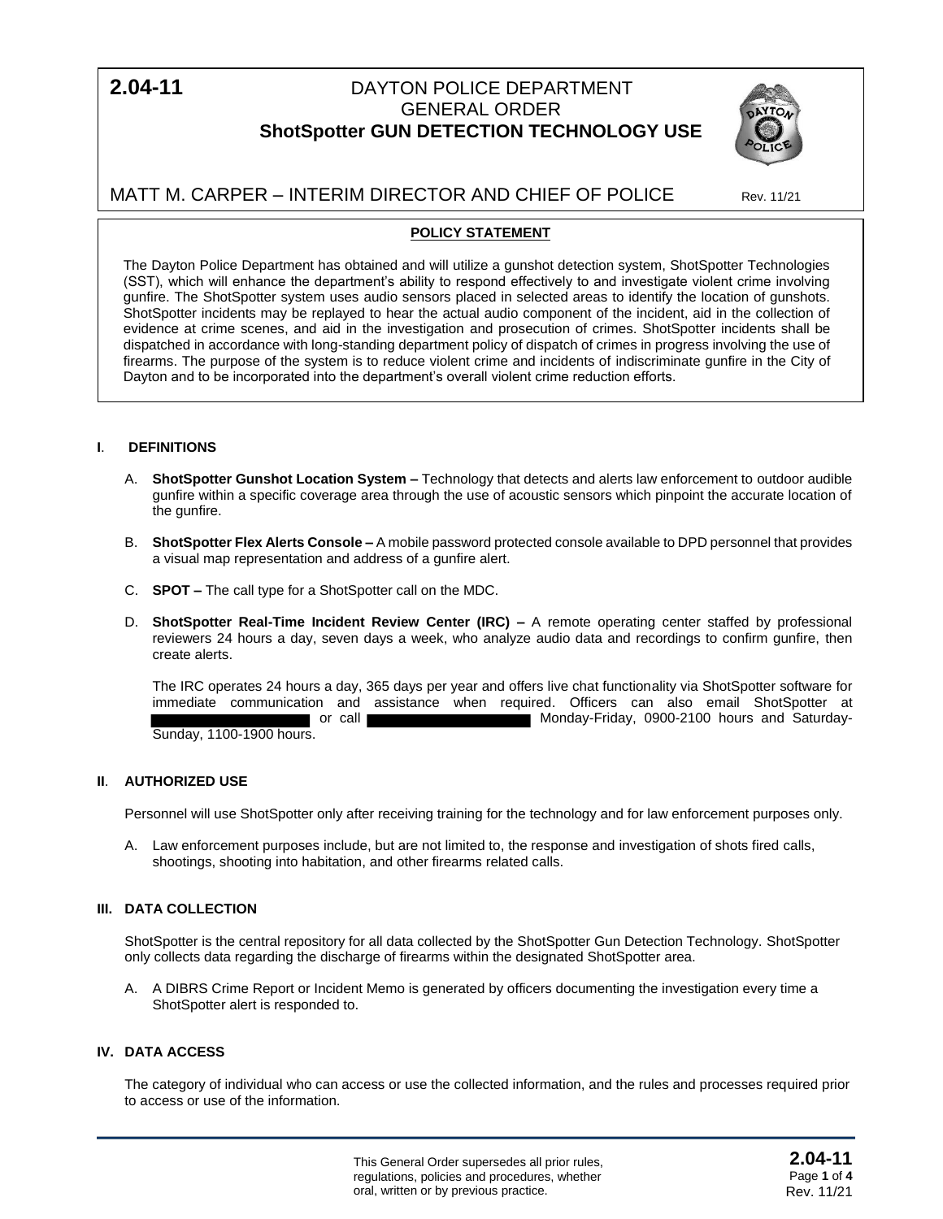# 2.04-11 DAYTON POLICE DEPARTMENT GENERAL ORDER

## ShotSpotter GUN DETECTION TECHNOLOGY USE

MATT M. CARPER – INTERIM DIRECTOR AND CHIEF OF POLICE

Rev. 11/21

**POLICY STATEMENT**

The Dayton Police Department has obtained and will utilize a gunshot detection system, ShotSpotter Technologies (SST), which will enhance the department's ability to respond effectively to and investigate violent crime involving gunfire. The ShotSpotter system uses audio sensors placed in selected areas to identify the location of gunshots. ShotSpotter incidents may be replayed to hear the actual audio component of the incident, aid in the collection of evidence at crime scenes, and aid in the investigation and prosecution of crimes. ShotSpotter incidents shall be dispatched in accordance with long-standing department policy of dispatch of crimes in progress involving the use of firearms. The purpose of the system is to reduce violent crime and incidents of indiscriminate gunfire in the City of Dayton and to be incorporated into the department's overall violent crime reduction efforts.

## I. DEFINITIONS

A. **ShotSpotter Gunshot Location System –** Technology that detects and alerts law enforcement to outdoor audible gunfire within a specific coverage area through the use of acoustic sensors which pinpoint the accurate location of the gunfire.

B. **ShotSpotter Flex Alerts Console –** A mobile password protected console available to DPD personnel that provides a visual map representation and address of a gunfire alert.

C. **SPOT –** The call type for a ShotSpotter call on the MDC.

D. **ShotSpotter Real-Time Incident Review Center (IRC) –** A remote operating center staffed by professional reviewers 24 hours a day, seven days a week, who analyze audio data and recordings to confirm gunfire, then create alerts.

The IRC operates 24 hours a day, 365 days per year and offers live chat functionality via ShotSpotter software for immediate communication and assistance when required. Officers can also email ShotSpotter at [REDACTED] or call [REDACTED] Monday-Friday, 0900-2100 hours and Saturday-Sunday, 1100-1900 hours.

## II. AUTHORIZED USE

Personnel will use ShotSpotter only after receiving training for the technology and for law enforcement purposes only.

A. Law enforcement purposes include, but are not limited to, the response and investigation of shots fired calls, shootings, shooting into habitation, and other firearms related calls.

## III. DATA COLLECTION

ShotSpotter is the central repository for all data collected by the ShotSpotter Gun Detection Technology. ShotSpotter only collects data regarding the discharge of firearms within the designated ShotSpotter area.

A. A DIBRS Crime Report or Incident Memo is generated by officers documenting the investigation every time a ShotSpotter alert is responded to.

## IV. DATA ACCESS

The category of individual who can access or use the collected information, and the rules and processes required prior to access or use of the information.

This General Order supersedes all prior rules, regulations, policies and procedures, whether oral, written or by previous practice.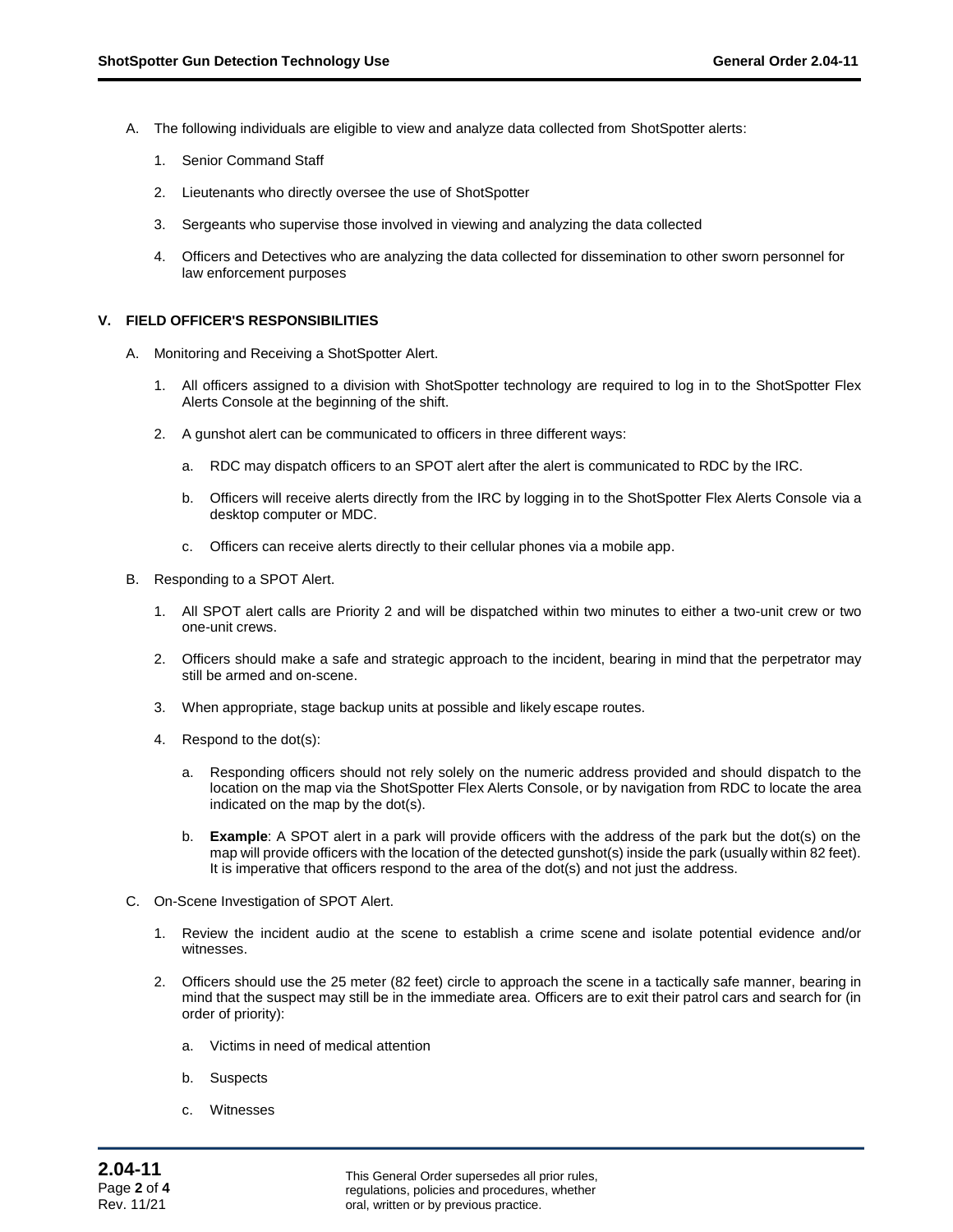A. The following individuals are eligible to view and analyze data collected from ShotSpotter alerts:

   1. Senior Command Staff

   2. Lieutenants who directly oversee the use of ShotSpotter

   3. Sergeants who supervise those involved in viewing and analyzing the data collected

   4. Officers and Detectives who are analyzing the data collected for dissemination to other sworn personnel for law enforcement purposes

## V. FIELD OFFICER'S RESPONSIBILITIES

A. Monitoring and Receiving a ShotSpotter Alert.

   1. All officers assigned to a division with ShotSpotter technology are required to log in to the ShotSpotter Flex Alerts Console at the beginning of the shift.

   2. A gunshot alert can be communicated to officers in three different ways:

      a. RDC may dispatch officers to an SPOT alert after the alert is communicated to RDC by the IRC.

      b. Officers will receive alerts directly from the IRC by logging in to the ShotSpotter Flex Alerts Console via a desktop computer or MDC.

      c. Officers can receive alerts directly to their cellular phones via a mobile app.

B. Responding to a SPOT Alert.

   1. All SPOT alert calls are Priority 2 and will be dispatched within two minutes to either a two-unit crew or two one-unit crews.

   2. Officers should make a safe and strategic approach to the incident, bearing in mind that the perpetrator may still be armed and on-scene.

   3. When appropriate, stage backup units at possible and likely escape routes.

   4. Respond to the dot(s):

      a. Responding officers should not rely solely on the numeric address provided and should dispatch to the location on the map via the ShotSpotter Flex Alerts Console, or by navigation from RDC to locate the area indicated on the map by the dot(s).

      b. **Example**: A SPOT alert in a park will provide officers with the address of the park but the dot(s) on the map will provide officers with the location of the detected gunshot(s) inside the park (usually within 82 feet). It is imperative that officers respond to the area of the dot(s) and not just the address.

C. On-Scene Investigation of SPOT Alert.

   1. Review the incident audio at the scene to establish a crime scene and isolate potential evidence and/or witnesses.

   2. Officers should use the 25 meter (82 feet) circle to approach the scene in a tactically safe manner, bearing in mind that the suspect may still be in the immediate area. Officers are to exit their patrol cars and search for (in order of priority):

      a. Victims in need of medical attention

      b. Suspects

      c. Witnesses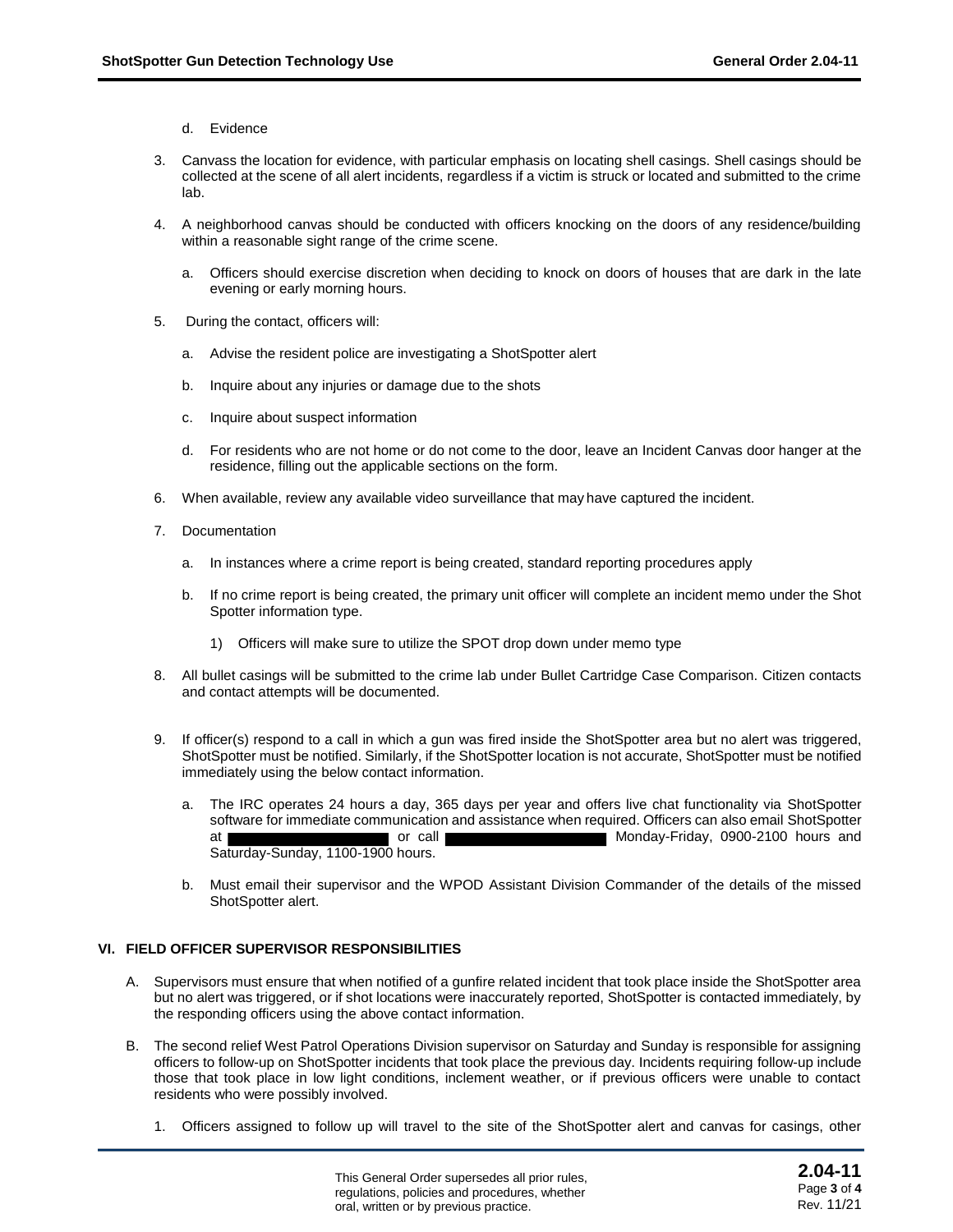d. Evidence

3. Canvass the location for evidence, with particular emphasis on locating shell casings. Shell casings should be collected at the scene of all alert incidents, regardless if a victim is struck or located and submitted to the crime lab.

4. A neighborhood canvas should be conducted with officers knocking on the doors of any residence/building within a reasonable sight range of the crime scene.

   a. Officers should exercise discretion when deciding to knock on doors of houses that are dark in the late evening or early morning hours.

5. During the contact, officers will:

   a. Advise the resident police are investigating a ShotSpotter alert

   b. Inquire about any injuries or damage due to the shots

   c. Inquire about suspect information

   d. For residents who are not home or do not come to the door, leave an Incident Canvas door hanger at the residence, filling out the applicable sections on the form.

6. When available, review any available video surveillance that may have captured the incident.

7. Documentation

   a. In instances where a crime report is being created, standard reporting procedures apply

   b. If no crime report is being created, the primary unit officer will complete an incident memo under the Shot Spotter information type.

      1) Officers will make sure to utilize the SPOT drop down under memo type

8. All bullet casings will be submitted to the crime lab under Bullet Cartridge Case Comparison. Citizen contacts and contact attempts will be documented.

9. If officer(s) respond to a call in which a gun was fired inside the ShotSpotter area but no alert was triggered, ShotSpotter must be notified. Similarly, if the ShotSpotter location is not accurate, ShotSpotter must be notified immediately using the below contact information.

   a. The IRC operates 24 hours a day, 365 days per year and offers live chat functionality via ShotSpotter software for immediate communication and assistance when required. Officers can also email ShotSpotter at [REDACTED] or call [REDACTED] Monday-Friday, 0900-2100 hours and Saturday-Sunday, 1100-1900 hours.

   b. Must email their supervisor and the WPOD Assistant Division Commander of the details of the missed ShotSpotter alert.

## VI. FIELD OFFICER SUPERVISOR RESPONSIBILITIES

A. Supervisors must ensure that when notified of a gunfire related incident that took place inside the ShotSpotter area but no alert was triggered, or if shot locations were inaccurately reported, ShotSpotter is contacted immediately, by the responding officers using the above contact information.

B. The second relief West Patrol Operations Division supervisor on Saturday and Sunday is responsible for assigning officers to follow-up on ShotSpotter incidents that took place the previous day. Incidents requiring follow-up include those that took place in low light conditions, inclement weather, or if previous officers were unable to contact residents who were possibly involved.

   1. Officers assigned to follow up will travel to the site of the ShotSpotter alert and canvas for casings, other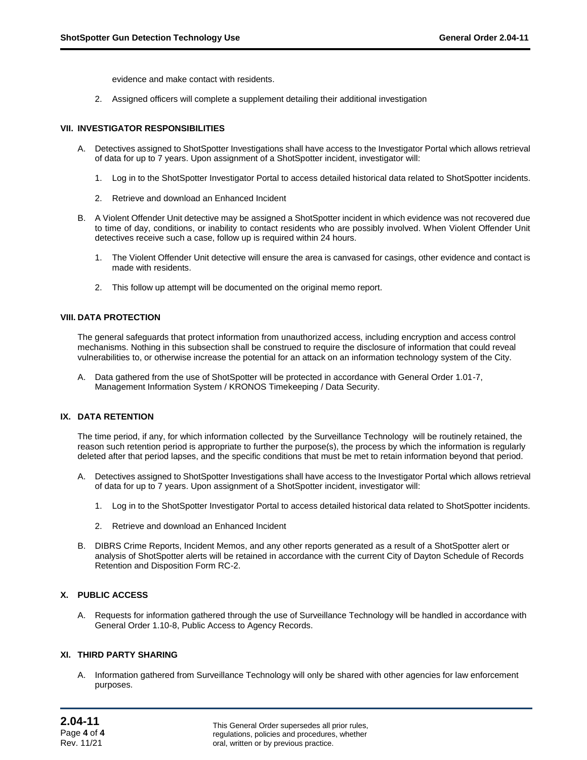evidence and make contact with residents.

2. Assigned officers will complete a supplement detailing their additional investigation

## VII. INVESTIGATOR RESPONSIBILITIES

A. Detectives assigned to ShotSpotter Investigations shall have access to the Investigator Portal which allows retrieval of data for up to 7 years. Upon assignment of a ShotSpotter incident, investigator will:

   1. Log in to the ShotSpotter Investigator Portal to access detailed historical data related to ShotSpotter incidents.

   2. Retrieve and download an Enhanced Incident

B. A Violent Offender Unit detective may be assigned a ShotSpotter incident in which evidence was not recovered due to time of day, conditions, or inability to contact residents who are possibly involved. When Violent Offender Unit detectives receive such a case, follow up is required within 24 hours.

   1. The Violent Offender Unit detective will ensure the area is canvased for casings, other evidence and contact is made with residents.

   2. This follow up attempt will be documented on the original memo report.

## VIII. DATA PROTECTION

The general safeguards that protect information from unauthorized access, including encryption and access control mechanisms. Nothing in this subsection shall be construed to require the disclosure of information that could reveal vulnerabilities to, or otherwise increase the potential for an attack on an information technology system of the City.

A. Data gathered from the use of ShotSpotter will be protected in accordance with General Order 1.01-7, Management Information System / KRONOS Timekeeping / Data Security.

## IX. DATA RETENTION

The time period, if any, for which information collected by the Surveillance Technology will be routinely retained, the reason such retention period is appropriate to further the purpose(s), the process by which the information is regularly deleted after that period lapses, and the specific conditions that must be met to retain information beyond that period.

A. Detectives assigned to ShotSpotter Investigations shall have access to the Investigator Portal which allows retrieval of data for up to 7 years. Upon assignment of a ShotSpotter incident, investigator will:

   1. Log in to the ShotSpotter Investigator Portal to access detailed historical data related to ShotSpotter incidents.

   2. Retrieve and download an Enhanced Incident

B. DIBRS Crime Reports, Incident Memos, and any other reports generated as a result of a ShotSpotter alert or analysis of ShotSpotter alerts will be retained in accordance with the current City of Dayton Schedule of Records Retention and Disposition Form RC-2.

## X. PUBLIC ACCESS

A. Requests for information gathered through the use of Surveillance Technology will be handled in accordance with General Order 1.10-8, Public Access to Agency Records.

## XI. THIRD PARTY SHARING

A. Information gathered from Surveillance Technology will only be shared with other agencies for law enforcement purposes.

This General Order supersedes all prior rules, regulations, policies and procedures, whether oral, written or by previous practice.